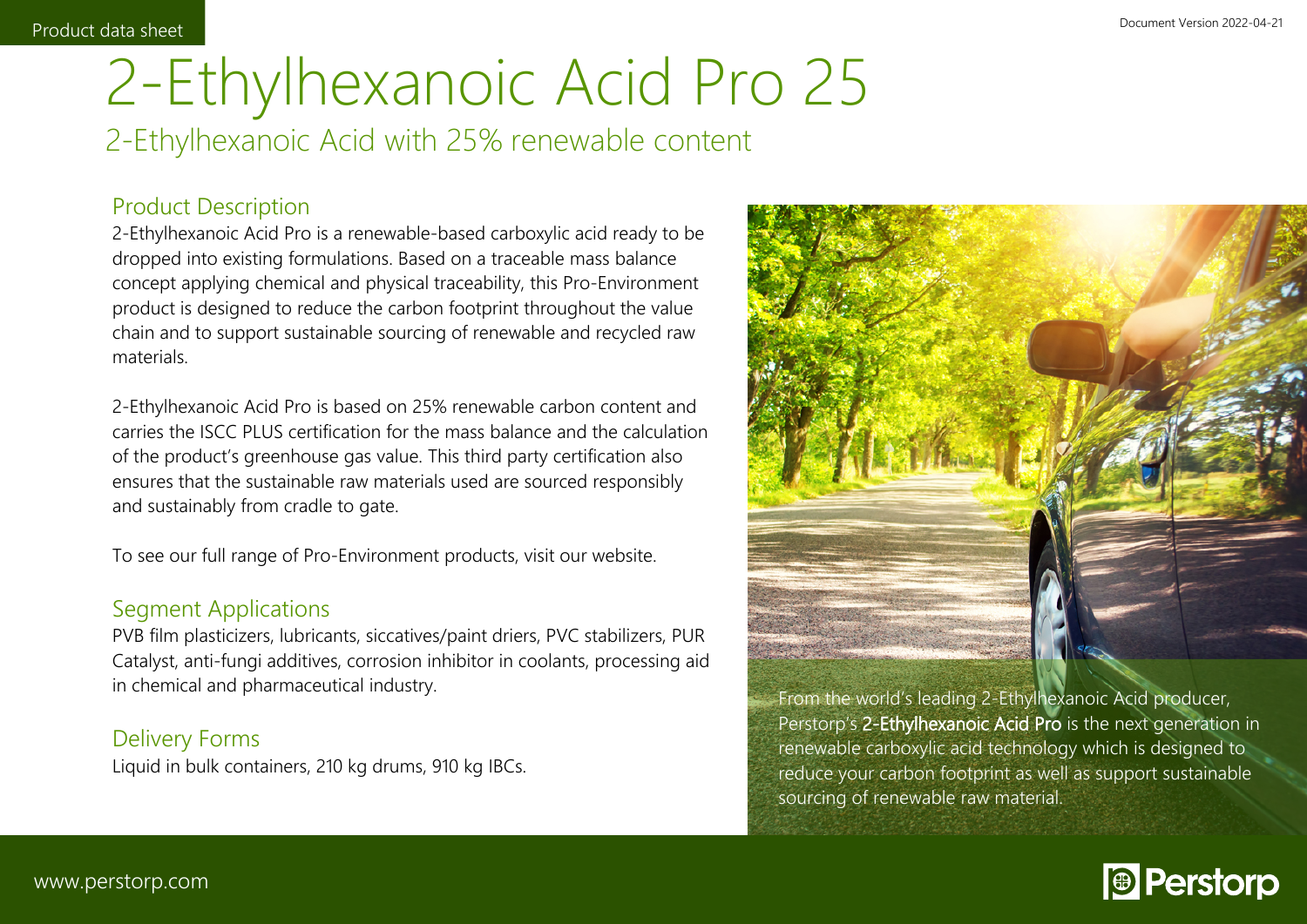Product data sheet

# 2-Ethylhexanoic Acid Pro 25

## 2-Ethylhexanoic Acid with 25% renewable content

### Product Description

2-Ethylhexanoic Acid Pro is a renewable-based carboxylic acid ready to be dropped into existing formulations. Based on a traceable mass balance concept applying chemical and physical traceability, this Pro-Environment product is designed to reduce the carbon footprint throughout the value chain and to support sustainable sourcing of renewable and recycled raw materials.

2-Ethylhexanoic Acid Pro is based on 25% renewable carbon content and carries the ISCC PLUS certification for the mass balance and the calculation of the product's greenhouse gas value. This third party certification also ensures that the sustainable raw materials used are sourced responsibly and sustainably from cradle to gate.

To see our full range of Pro-Environment products, visit our website.

### Segment Applications

PVB film plasticizers, lubricants, siccatives/paint driers, PVC stabilizers, PUR Catalyst, anti-fungi additives, corrosion inhibitor in coolants, processing aid in chemical and pharmaceutical industry.

### Delivery Forms

Liquid in bulk containers, 210 kg drums, 910 kg IBCs.

From the world's leading 2-Ethylhexanoic Acid producer, Perstorp's **2-Ethylhexanoic Acid Pro** is the next generation in renewable carboxylic acid technology which is designed to reduce your carbon footprint as well as support sustainable sourcing of renewable raw material.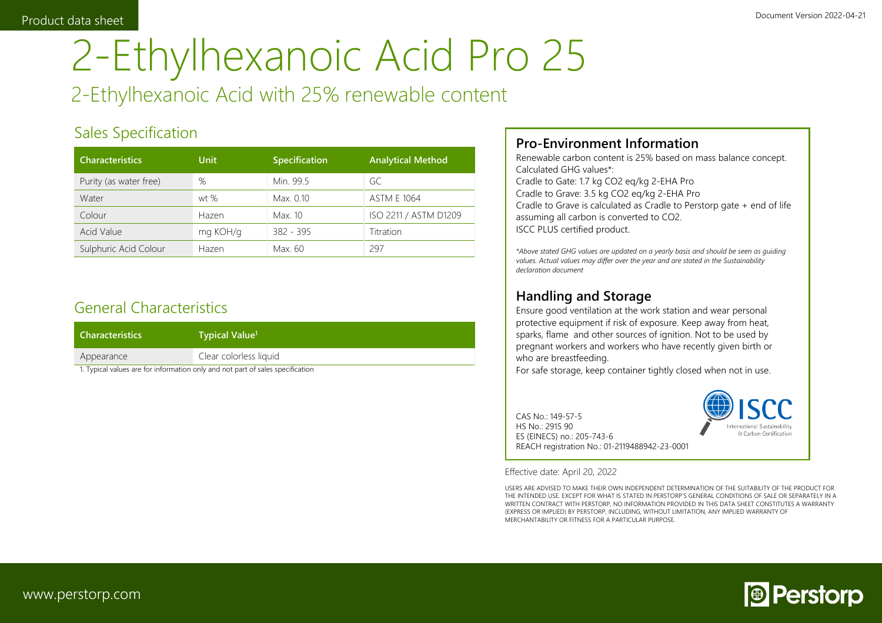Product data sheet

Document Version 2022-04-21

# 2-Ethylhexanoic Acid Pro 25

## 2-Ethylhexanoic Acid with 25% renewable content

### Sales Specification

| Characteristics | Unit | Specification | Analytical Method |
| --- | --- | --- | --- |
| Purity (as water free) | % | Min. 99.5 | GC |
| Water | wt % | Max. 0.10 | ASTM E 1064 |
| Colour | Hazen | Max. 10 | ISO 2211 / ASTM D1209 |
| Acid Value | mg KOH/g | 382 - 395 | Titration |
| Sulphuric Acid Colour | Hazen | Max. 60 | 297 |

### General Characteristics

| Characteristics | Typical Value[1] |
| --- | --- |
| Appearance | Clear colorless liquid |

1. Typical values are for information only and not part of sales specification

### Pro-Environment Information

Renewable carbon content is 25% based on mass balance concept.
Calculated GHG values*:
Cradle to Gate: 1.7 kg $CO_2$ eq/kg 2-EHA Pro
Cradle to Grave: 3.5 kg $CO_2$ eq/kg 2-EHA Pro
Cradle to Grave is calculated as Cradle to Perstorp gate + end of life assuming all carbon is converted to $CO_2$.
ISCC PLUS certified product.

*\*Above stated GHG values are updated on a yearly basis and should be seen as guiding values. Actual values may differ over the year and are stated in the Sustainability declaration document*

### Handling and Storage

Ensure good ventilation at the work station and wear personal protective equipment if risk of exposure. Keep away from heat, sparks, flame and other sources of ignition. Not to be used by pregnant workers and workers who have recently given birth or who are breastfeeding.
For safe storage, keep container tightly closed when not in use.

CAS No.: 149-57-5
HS No.: 2915 90
ES (EINECS) no.: 205-743-6
REACH registration No.: 01-2119488942-23-0001

ISCC International Sustainability & Carbon Certification

Effective date: April 20, 2022

USERS ARE ADVISED TO MAKE THEIR OWN INDEPENDENT DETERMINATION OF THE SUITABILITY OF THE PRODUCT FOR THE INTENDED USE. EXCEPT FOR WHAT IS STATED IN PERSTORP'S GENERAL CONDITIONS OF SALE OR SEPARATELY IN A WRITTEN CONTRACT WITH PERSTORP, NO INFORMATION PROVIDED IN THIS DATA SHEET CONSTITUTES A WARRANTY (EXPRESS OR IMPLIED) BY PERSTORP, INCLUDING, WITHOUT LIMITATION, ANY IMPLIED WARRANTY OF MERCHANTABILITY OR FITNESS FOR A PARTICULAR PURPOSE.

www.perstorp.com

Perstorp